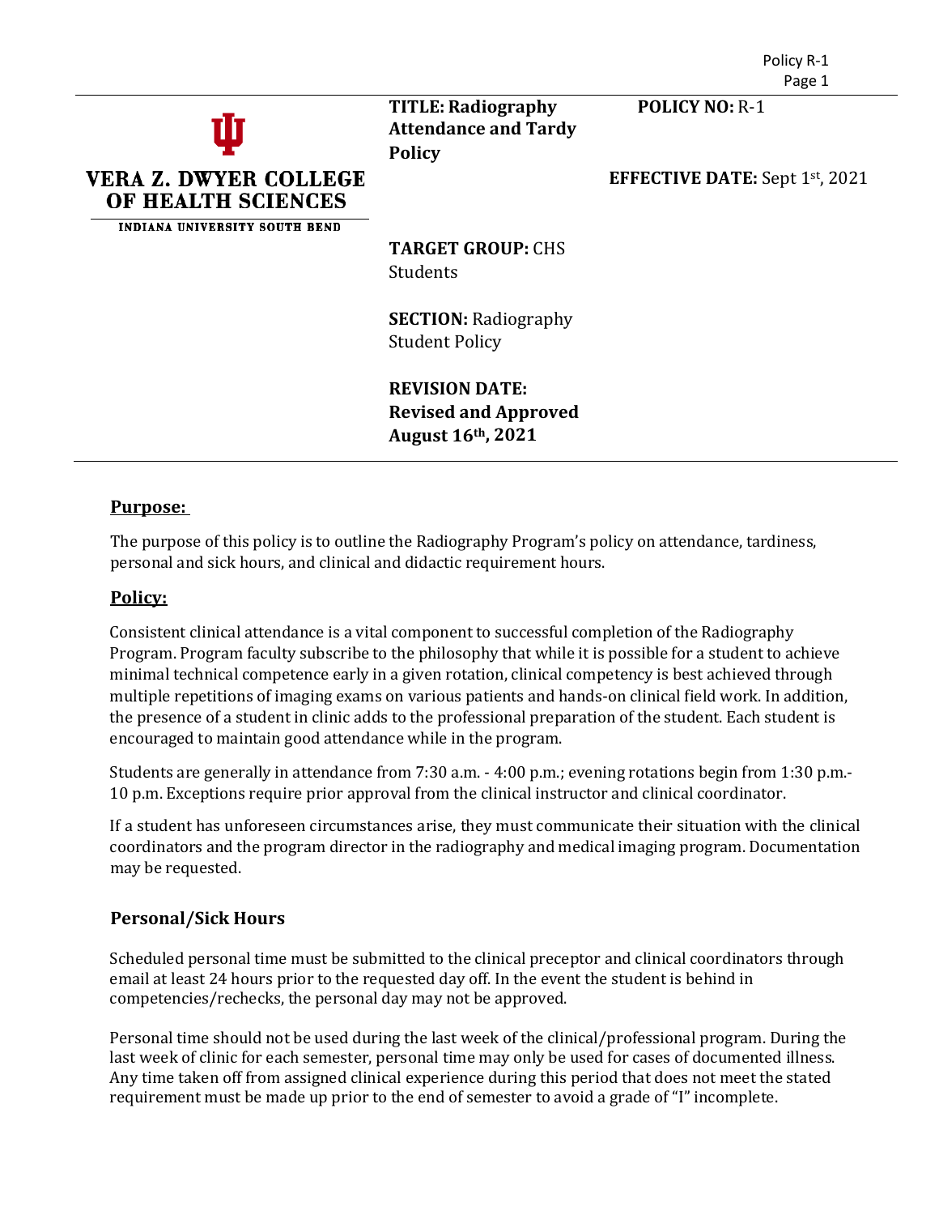**VERA Z. DWYER COLLEGE OF HEALTH SCIENCES**

INDIANA UNIVERSITY SOUTH BEND

**TITLE: Radiography Attendance and Tardy Policy**

**POLICY NO:** R-1

**EFFECTIVE DATE:** Sept 1st, 2021

**TARGET GROUP:** CHS Students

**SECTION:** Radiography Student Policy

**REVISION DATE: Revised and Approved August 16th, 2021**

## Purpose:

The purpose of this policy is to outline the Radiography Program's policy on attendance, tardiness, personal and sick hours, and clinical and didactic requirement hours.

## Policy:

Consistent clinical attendance is a vital component to successful completion of the Radiography Program. Program faculty subscribe to the philosophy that while it is possible for a student to achieve minimal technical competence early in a given rotation, clinical competency is best achieved through multiple repetitions of imaging exams on various patients and hands-on clinical field work. In addition, the presence of a student in clinic adds to the professional preparation of the student. Each student is encouraged to maintain good attendance while in the program.

Students are generally in attendance from 7:30 a.m. - 4:00 p.m.; evening rotations begin from 1:30 p.m.- 10 p.m. Exceptions require prior approval from the clinical instructor and clinical coordinator.

If a student has unforeseen circumstances arise, they must communicate their situation with the clinical coordinators and the program director in the radiography and medical imaging program. Documentation may be requested.

### Personal/Sick Hours

Scheduled personal time must be submitted to the clinical preceptor and clinical coordinators through email at least 24 hours prior to the requested day off. In the event the student is behind in competencies/rechecks, the personal day may not be approved.

Personal time should not be used during the last week of the clinical/professional program. During the last week of clinic for each semester, personal time may only be used for cases of documented illness. Any time taken off from assigned clinical experience during this period that does not meet the stated requirement must be made up prior to the end of semester to avoid a grade of "I" incomplete.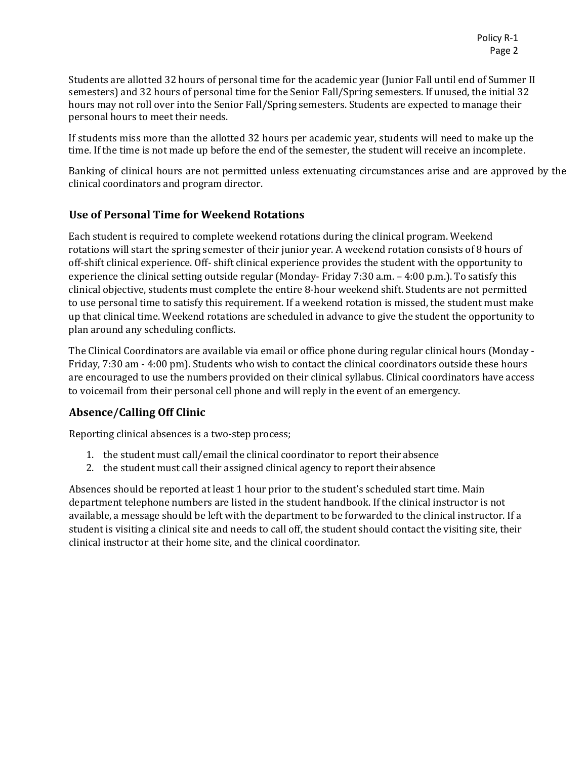Students are allotted 32 hours of personal time for the academic year (Junior Fall until end of Summer II semesters) and 32 hours of personal time for the Senior Fall/Spring semesters. If unused, the initial 32 hours may not roll over into the Senior Fall/Spring semesters. Students are expected to manage their personal hours to meet their needs.

If students miss more than the allotted 32 hours per academic year, students will need to make up the time. If the time is not made up before the end of the semester, the student will receive an incomplete.

Banking of clinical hours are not permitted unless extenuating circumstances arise and are approved by the clinical coordinators and program director.

## Use of Personal Time for Weekend Rotations

Each student is required to complete weekend rotations during the clinical program. Weekend rotations will start the spring semester of their junior year. A weekend rotation consists of 8 hours of off-shift clinical experience. Off- shift clinical experience provides the student with the opportunity to experience the clinical setting outside regular (Monday- Friday 7:30 a.m. – 4:00 p.m.). To satisfy this clinical objective, students must complete the entire 8-hour weekend shift. Students are not permitted to use personal time to satisfy this requirement. If a weekend rotation is missed, the student must make up that clinical time. Weekend rotations are scheduled in advance to give the student the opportunity to plan around any scheduling conflicts.

The Clinical Coordinators are available via email or office phone during regular clinical hours (Monday - Friday, 7:30 am - 4:00 pm). Students who wish to contact the clinical coordinators outside these hours are encouraged to use the numbers provided on their clinical syllabus. Clinical coordinators have access to voicemail from their personal cell phone and will reply in the event of an emergency.

## Absence/Calling Off Clinic

Reporting clinical absences is a two-step process;

1. the student must call/email the clinical coordinator to report their absence
2. the student must call their assigned clinical agency to report their absence

Absences should be reported at least 1 hour prior to the student's scheduled start time. Main department telephone numbers are listed in the student handbook. If the clinical instructor is not available, a message should be left with the department to be forwarded to the clinical instructor. If a student is visiting a clinical site and needs to call off, the student should contact the visiting site, their clinical instructor at their home site, and the clinical coordinator.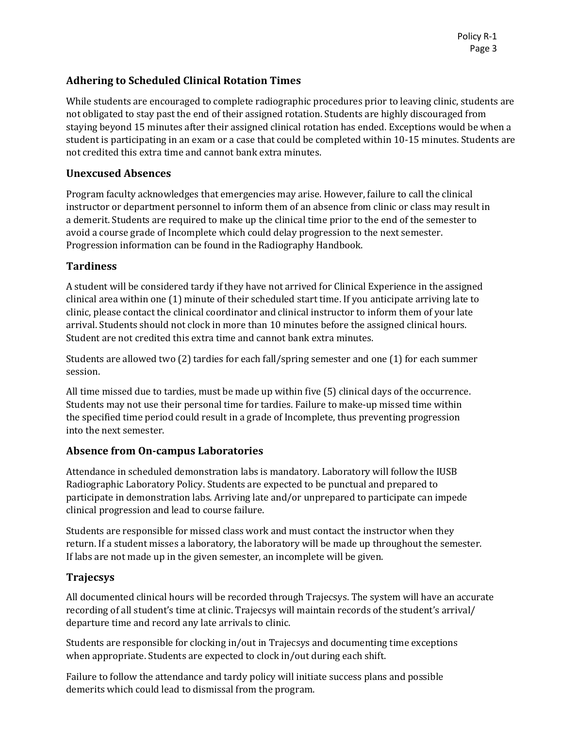## Adhering to Scheduled Clinical Rotation Times

While students are encouraged to complete radiographic procedures prior to leaving clinic, students are not obligated to stay past the end of their assigned rotation. Students are highly discouraged from staying beyond 15 minutes after their assigned clinical rotation has ended. Exceptions would be when a student is participating in an exam or a case that could be completed within 10-15 minutes. Students are not credited this extra time and cannot bank extra minutes.

## Unexcused Absences

Program faculty acknowledges that emergencies may arise. However, failure to call the clinical instructor or department personnel to inform them of an absence from clinic or class may result in a demerit. Students are required to make up the clinical time prior to the end of the semester to avoid a course grade of Incomplete which could delay progression to the next semester. Progression information can be found in the Radiography Handbook.

## Tardiness

A student will be considered tardy if they have not arrived for Clinical Experience in the assigned clinical area within one (1) minute of their scheduled start time. If you anticipate arriving late to clinic, please contact the clinical coordinator and clinical instructor to inform them of your late arrival. Students should not clock in more than 10 minutes before the assigned clinical hours. Student are not credited this extra time and cannot bank extra minutes.

Students are allowed two (2) tardies for each fall/spring semester and one (1) for each summer session.

All time missed due to tardies, must be made up within five (5) clinical days of the occurrence. Students may not use their personal time for tardies. Failure to make-up missed time within the specified time period could result in a grade of Incomplete, thus preventing progression into the next semester.

## Absence from On-campus Laboratories

Attendance in scheduled demonstration labs is mandatory. Laboratory will follow the IUSB Radiographic Laboratory Policy. Students are expected to be punctual and prepared to participate in demonstration labs. Arriving late and/or unprepared to participate can impede clinical progression and lead to course failure.

Students are responsible for missed class work and must contact the instructor when they return. If a student misses a laboratory, the laboratory will be made up throughout the semester. If labs are not made up in the given semester, an incomplete will be given.

## Trajecsys

All documented clinical hours will be recorded through Trajecsys. The system will have an accurate recording of all student's time at clinic. Trajecsys will maintain records of the student's arrival/departure time and record any late arrivals to clinic.

Students are responsible for clocking in/out in Trajecsys and documenting time exceptions when appropriate. Students are expected to clock in/out during each shift.

Failure to follow the attendance and tardy policy will initiate success plans and possible demerits which could lead to dismissal from the program.